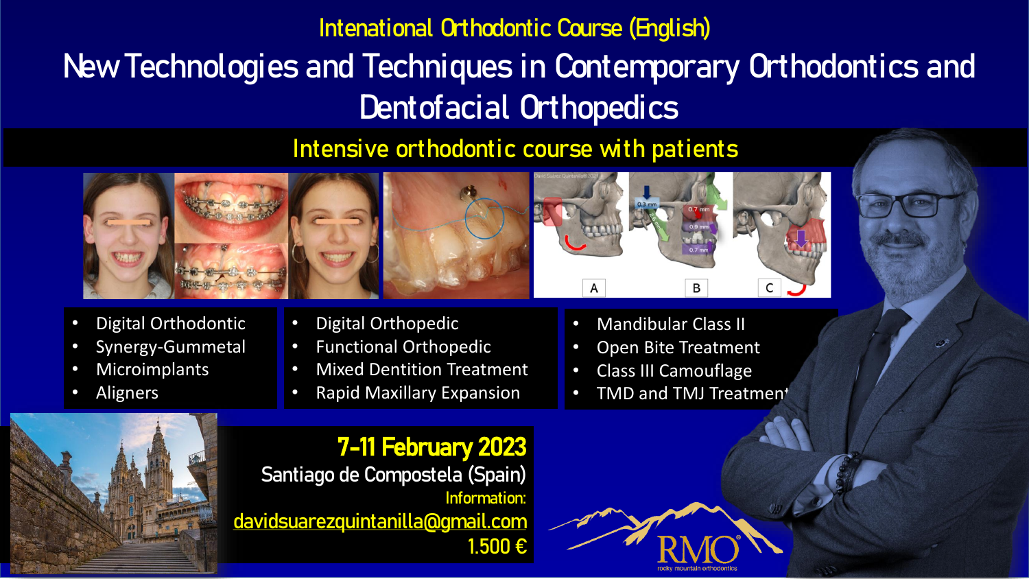# Intenational Orthodontic Course (English)

# New Technologies and Techniques in Contemporary Orthodontics and Dentofacial Orthopedics

## Intensive orthodontic course with patients

- Digital Orthodontic
- Synergy-Gummetal
- Microimplants
- Aligners

- Digital Orthopedic
- Functional Orthopedic
- Mixed Dentition Treatment
- Rapid Maxillary Expansion

- Mandibular Class II
- Open Bite Treatment
- Class III Camouflage
- TMD and TMJ Treatment

**7-11 February 2023**

Santiago de Compostela (Spain)

Information:

davidsuarezquintanilla@gmail.com

1.500 €

RMO rocky mountain orthodontics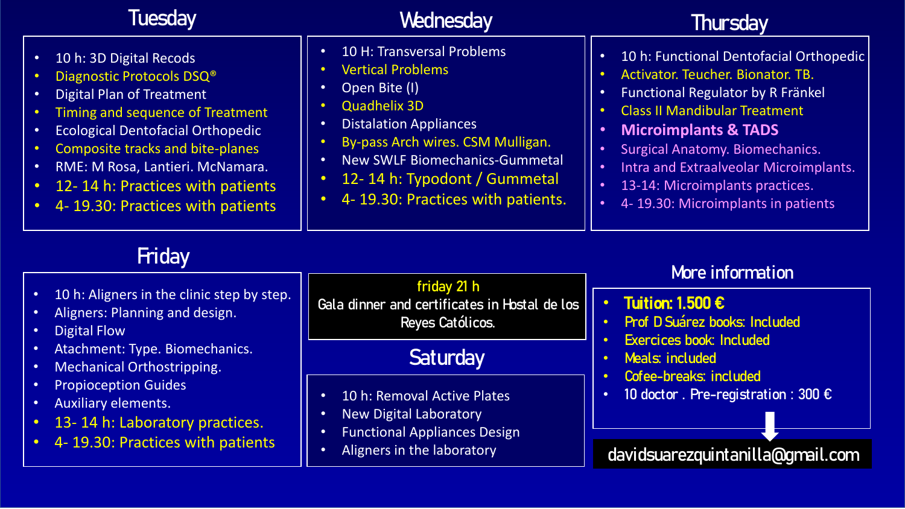## Tuesday

- 10 h: 3D Digital Recods
- Diagnostic Protocols DSQ®
- Digital Plan of Treatment
- Timing and sequence of Treatment
- Ecological Dentofacial Orthopedic
- Composite tracks and bite-planes
- RME: M Rosa, Lantieri. McNamara.
- 12- 14 h: Practices with patients
- 4- 19.30: Practices with patients

## Wednesday

- 10 H: Transversal Problems
- Vertical Problems
- Open Bite (I)
- Quadhelix 3D
- Distalation Appliances
- By-pass Arch wires. CSM Mulligan.
- New SWLF Biomechanics-Gummetal
- 12- 14 h: Typodont / Gummetal
- 4- 19.30: Practices with patients.

## Thursday

- 10 h: Functional Dentofacial Orthopedic
- Activator. Teucher. Bionator. TB.
- Functional Regulator by R Fränkel
- Class II Mandibular Treatment
- **Microimplants & TADS**
- Surgical Anatomy. Biomechanics.
- Intra and Extraalveolar Microimplants.
- 13-14: Microimplants practices.
- 4- 19.30: Microimplants in patients

## Friday

- 10 h: Aligners in the clinic step by step.
- Aligners: Planning and design.
- Digital Flow
- Atachment: Type. Biomechanics.
- Mechanical Orthostripping.
- Propioception Guides
- Auxiliary elements.
- 13- 14 h: Laboratory practices.
- 4- 19.30: Practices with patients

friday 21 h
Gala dinner and certificates in Hostal de los Reyes Católicos.

## Saturday

- 10 h: Removal Active Plates
- New Digital Laboratory
- Functional Appliances Design
- Aligners in the laboratory

## More information

- **Tuition: 1.500 €**
- Prof D Suárez books: Included
- Exercices book: Included
- Meals: included
- Cofee-breaks: included
- 10 doctor . Pre-registration : 300 €

davidsuarezquintanilla@gmail.com